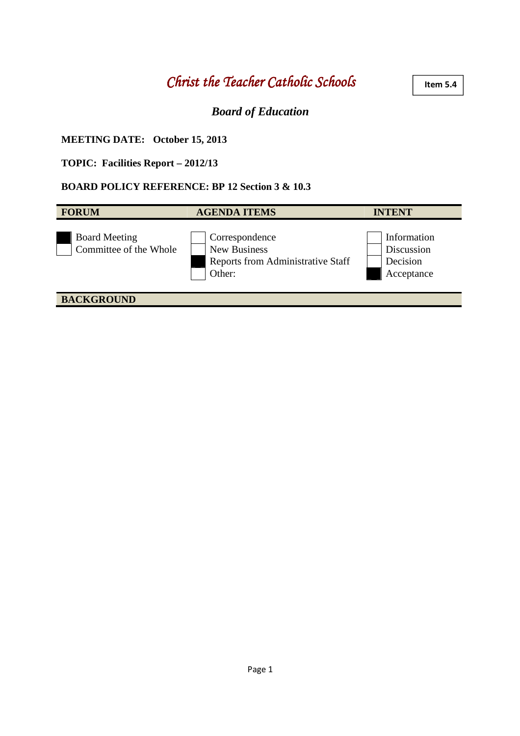# *Christ the Teacher Catholic Schools*

**Item 5.4**

## *Board of Education*

**MEETING DATE: October 15, 2013**

**TOPIC: Facilities Report – 2012/13**

**BOARD POLICY REFERENCE: BP 12 Section 3 & 10.3**

| FORUM | AGENDA ITEMS | INTENT |
|---|---|---|
| ■ Board Meeting | ☐ Correspondence | ☐ Information |
| ☐ Committee of the Whole | ☐ New Business | ☐ Discussion |
| | ■ Reports from Administrative Staff | ☐ Decision |
| | ☐ Other: | ■ Acceptance |

**BACKGROUND**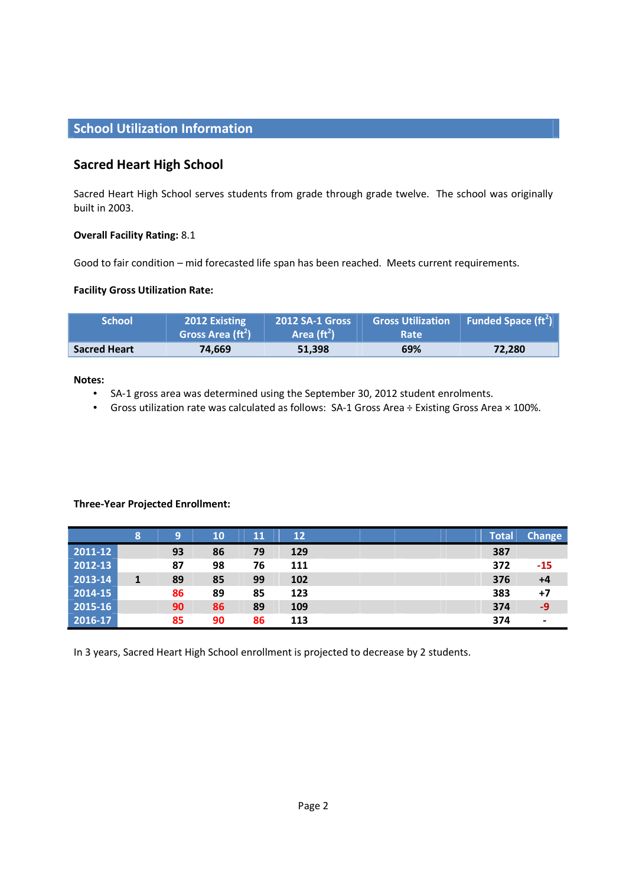## School Utilization Information

### Sacred Heart High School

Sacred Heart High School serves students from grade through grade twelve. The school was originally built in 2003.

**Overall Facility Rating:** 8.1

Good to fair condition – mid forecasted life span has been reached. Meets current requirements.

**Facility Gross Utilization Rate:**

| School | 2012 Existing Gross Area ($ft^2$) | 2012 SA-1 Gross Area ($ft^2$) | Gross Utilization Rate | Funded Space ($ft^2$) |
|---|---|---|---|---|
| **Sacred Heart** | **74,669** | **51,398** | **69%** | **72,280** |

**Notes:**

- SA-1 gross area was determined using the September 30, 2012 student enrolments.
- Gross utilization rate was calculated as follows: SA-1 Gross Area ÷ Existing Gross Area × 100%.

**Three-Year Projected Enrollment:**

| | 8 | 9 | 10 | 11 | 12 | | | | Total | Change |
|---|---|---|---|---|---|---|---|---|---|---|
| 2011-12 | | 93 | 86 | 79 | 129 | | | | 387 | |
| 2012-13 | | 87 | 98 | 76 | 111 | | | | 372 | -15 |
| 2013-14 | 1 | 89 | 85 | 99 | 102 | | | | 376 | +4 |
| 2014-15 | | 86 | 89 | 85 | 123 | | | | 383 | +7 |
| 2015-16 | | 90 | 86 | 89 | 109 | | | | 374 | -9 |
| 2016-17 | | 85 | 90 | 86 | 113 | | | | 374 | - |

In 3 years, Sacred Heart High School enrollment is projected to decrease by 2 students.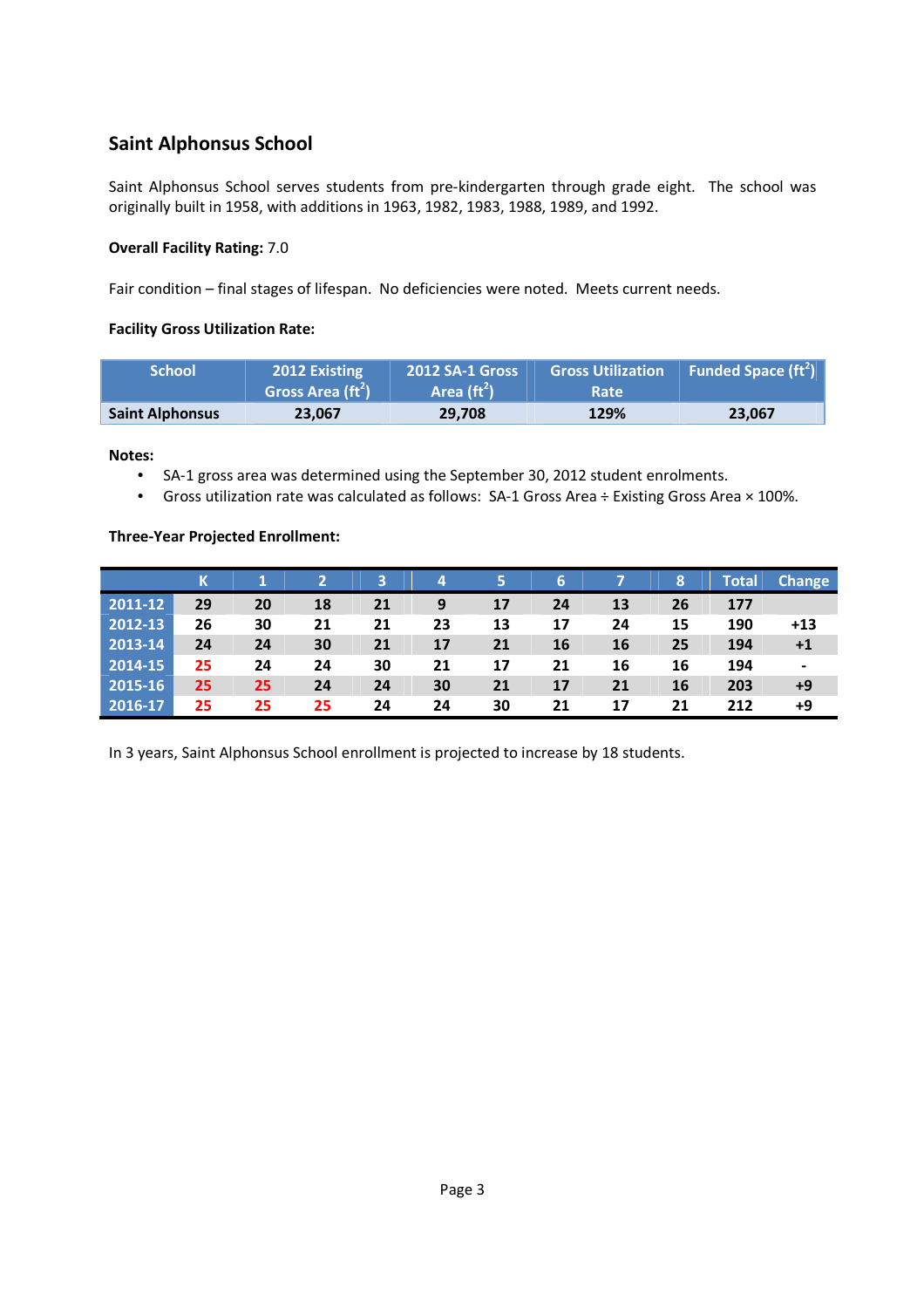## Saint Alphonsus School

Saint Alphonsus School serves students from pre-kindergarten through grade eight. The school was originally built in 1958, with additions in 1963, 1982, 1983, 1988, 1989, and 1992.

**Overall Facility Rating:** 7.0

Fair condition – final stages of lifespan. No deficiencies were noted. Meets current needs.

**Facility Gross Utilization Rate:**

| School | 2012 Existing Gross Area ($ft^2$) | 2012 SA-1 Gross Area ($ft^2$) | Gross Utilization Rate | Funded Space ($ft^2$) |
|---|---|---|---|---|
| Saint Alphonsus | 23,067 | 29,708 | 129% | 23,067 |

**Notes:**

- SA-1 gross area was determined using the September 30, 2012 student enrolments.
- Gross utilization rate was calculated as follows: SA-1 Gross Area ÷ Existing Gross Area × 100%.

**Three-Year Projected Enrollment:**

| | K | 1 | 2 | 3 | 4 | 5 | 6 | 7 | 8 | Total | Change |
|---|---|---|---|---|---|---|---|---|---|---|---|
| 2011-12 | 29 | 20 | 18 | 21 | 9 | 17 | 24 | 13 | 26 | 177 | |
| 2012-13 | 26 | 30 | 21 | 21 | 23 | 13 | 17 | 24 | 15 | 190 | +13 |
| 2013-14 | 24 | 24 | 30 | 21 | 17 | 21 | 16 | 16 | 25 | 194 | +1 |
| 2014-15 | 25 | 24 | 24 | 30 | 21 | 17 | 21 | 16 | 16 | 194 | - |
| 2015-16 | 25 | 25 | 24 | 24 | 30 | 21 | 17 | 21 | 16 | 203 | +9 |
| 2016-17 | 25 | 25 | 25 | 24 | 24 | 30 | 21 | 17 | 21 | 212 | +9 |

In 3 years, Saint Alphonsus School enrollment is projected to increase by 18 students.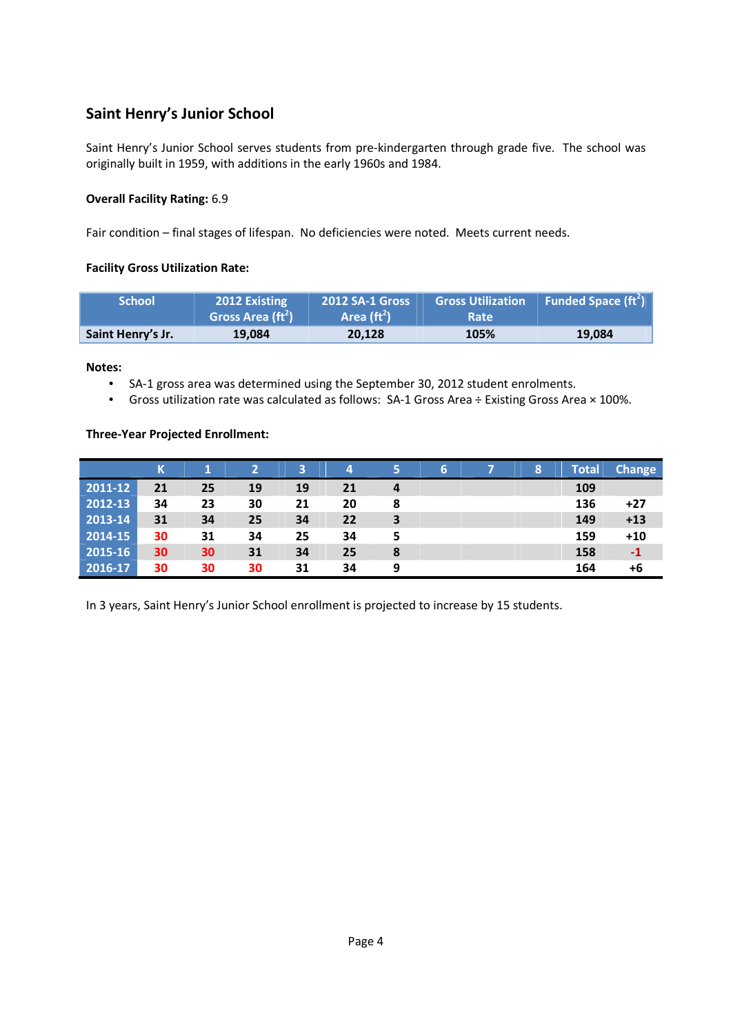## Saint Henry's Junior School

Saint Henry's Junior School serves students from pre-kindergarten through grade five. The school was originally built in 1959, with additions in the early 1960s and 1984.

**Overall Facility Rating:** 6.9

Fair condition – final stages of lifespan. No deficiencies were noted. Meets current needs.

**Facility Gross Utilization Rate:**

| School | 2012 Existing Gross Area ($ft^2$) | 2012 SA-1 Gross Area ($ft^2$) | Gross Utilization Rate | Funded Space ($ft^2$) |
|---|---|---|---|---|
| Saint Henry's Jr. | 19,084 | 20,128 | 105% | 19,084 |

**Notes:**

- SA-1 gross area was determined using the September 30, 2012 student enrolments.
- Gross utilization rate was calculated as follows: SA-1 Gross Area ÷ Existing Gross Area × 100%.

**Three-Year Projected Enrollment:**

| | K | 1 | 2 | 3 | 4 | 5 | 6 | 7 | 8 | Total | Change |
|---|---|---|---|---|---|---|---|---|---|---|---|
| 2011-12 | 21 | 25 | 19 | 19 | 21 | 4 | | | | 109 | |
| 2012-13 | 34 | 23 | 30 | 21 | 20 | 8 | | | | 136 | +27 |
| 2013-14 | 31 | 34 | 25 | 34 | 22 | 3 | | | | 149 | +13 |
| 2014-15 | 30 | 31 | 34 | 25 | 34 | 5 | | | | 159 | +10 |
| 2015-16 | 30 | 30 | 31 | 34 | 25 | 8 | | | | 158 | -1 |
| 2016-17 | 30 | 30 | 30 | 31 | 34 | 9 | | | | 164 | +6 |

In 3 years, Saint Henry's Junior School enrollment is projected to increase by 15 students.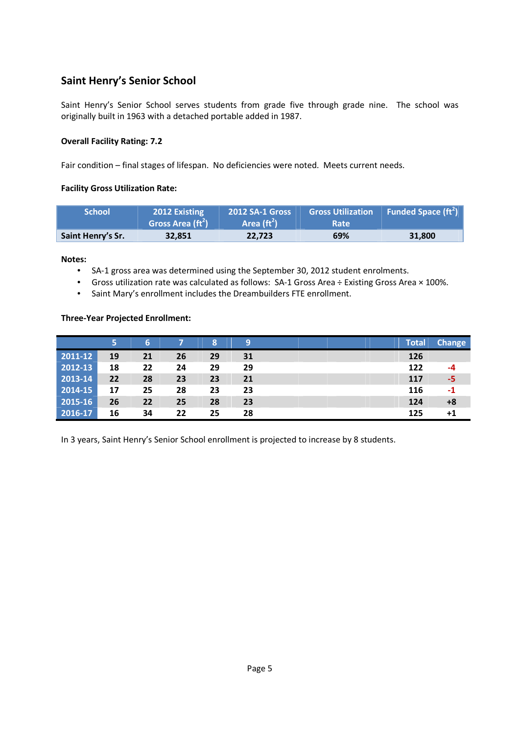## Saint Henry's Senior School

Saint Henry's Senior School serves students from grade five through grade nine. The school was originally built in 1963 with a detached portable added in 1987.

**Overall Facility Rating: 7.2**

Fair condition – final stages of lifespan. No deficiencies were noted. Meets current needs.

**Facility Gross Utilization Rate:**

| School | 2012 Existing Gross Area ($ft^2$) | 2012 SA-1 Gross Area ($ft^2$) | Gross Utilization Rate | Funded Space ($ft^2$) |
|---|---|---|---|---|
| Saint Henry's Sr. | 32,851 | 22,723 | 69% | 31,800 |

**Notes:**

- SA-1 gross area was determined using the September 30, 2012 student enrolments.
- Gross utilization rate was calculated as follows: SA-1 Gross Area ÷ Existing Gross Area × 100%.
- Saint Mary's enrollment includes the Dreambuilders FTE enrollment.

**Three-Year Projected Enrollment:**

| | 5 | 6 | 7 | 8 | 9 | Total | Change |
|---|---|---|---|---|---|---|---|
| 2011-12 | 19 | 21 | 26 | 29 | 31 | 126 | |
| 2012-13 | 18 | 22 | 24 | 29 | 29 | 122 | -4 |
| 2013-14 | 22 | 28 | 23 | 23 | 21 | 117 | -5 |
| 2014-15 | 17 | 25 | 28 | 23 | 23 | 116 | -1 |
| 2015-16 | 26 | 22 | 25 | 28 | 23 | 124 | +8 |
| 2016-17 | 16 | 34 | 22 | 25 | 28 | 125 | +1 |

In 3 years, Saint Henry's Senior School enrollment is projected to increase by 8 students.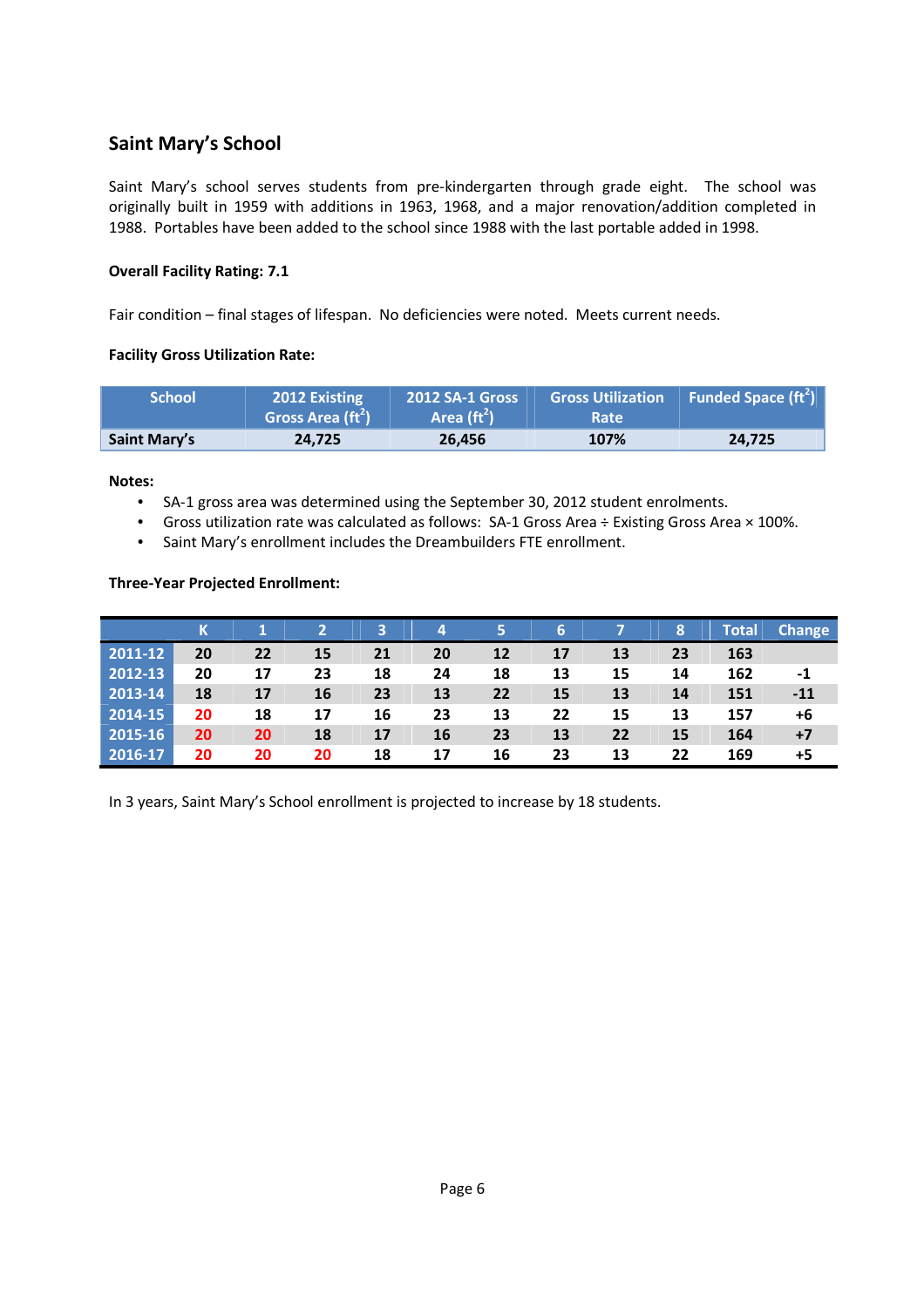## Saint Mary's School

Saint Mary's school serves students from pre-kindergarten through grade eight. The school was originally built in 1959 with additions in 1963, 1968, and a major renovation/addition completed in 1988. Portables have been added to the school since 1988 with the last portable added in 1998.

**Overall Facility Rating: 7.1**

Fair condition – final stages of lifespan. No deficiencies were noted. Meets current needs.

**Facility Gross Utilization Rate:**

| School | 2012 Existing Gross Area (ft$^2$) | 2012 SA-1 Gross Area (ft$^2$) | Gross Utilization Rate | Funded Space (ft$^2$) |
|---|---|---|---|---|
| Saint Mary's | 24,725 | 26,456 | 107% | 24,725 |

**Notes:**

- SA-1 gross area was determined using the September 30, 2012 student enrolments.
- Gross utilization rate was calculated as follows: SA-1 Gross Area ÷ Existing Gross Area × 100%.
- Saint Mary's enrollment includes the Dreambuilders FTE enrollment.

**Three-Year Projected Enrollment:**

| | K | 1 | 2 | 3 | 4 | 5 | 6 | 7 | 8 | Total | Change |
|---|---|---|---|---|---|---|---|---|---|---|---|
| 2011-12 | 20 | 22 | 15 | 21 | 20 | 12 | 17 | 13 | 23 | 163 | |
| 2012-13 | 20 | 17 | 23 | 18 | 24 | 18 | 13 | 15 | 14 | 162 | -1 |
| 2013-14 | 18 | 17 | 16 | 23 | 13 | 22 | 15 | 13 | 14 | 151 | -11 |
| 2014-15 | 20 | 18 | 17 | 16 | 23 | 13 | 22 | 15 | 13 | 157 | +6 |
| 2015-16 | 20 | 20 | 18 | 17 | 16 | 23 | 13 | 22 | 15 | 164 | +7 |
| 2016-17 | 20 | 20 | 20 | 18 | 17 | 16 | 23 | 13 | 22 | 169 | +5 |

In 3 years, Saint Mary's School enrollment is projected to increase by 18 students.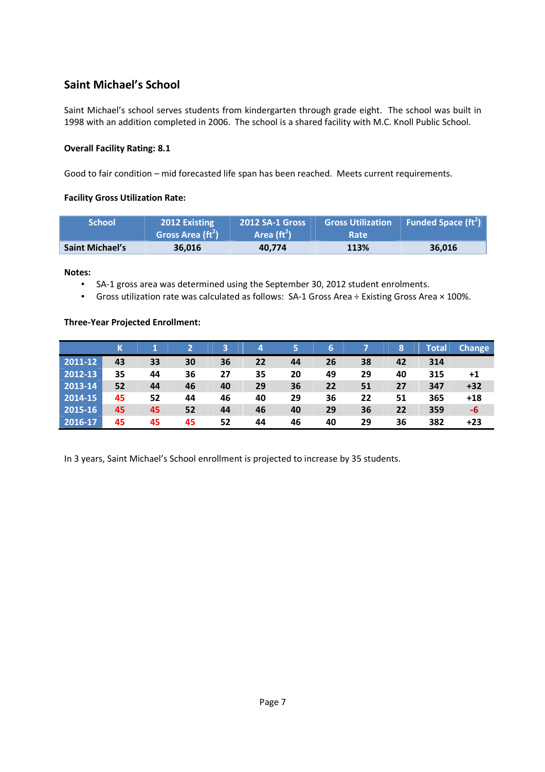## Saint Michael's School

Saint Michael's school serves students from kindergarten through grade eight. The school was built in 1998 with an addition completed in 2006. The school is a shared facility with M.C. Knoll Public School.

**Overall Facility Rating: 8.1**

Good to fair condition – mid forecasted life span has been reached. Meets current requirements.

**Facility Gross Utilization Rate:**

| School | 2012 Existing Gross Area (ft$^2$) | 2012 SA-1 Gross Area (ft$^2$) | Gross Utilization Rate | Funded Space (ft$^2$) |
|---|---|---|---|---|
| Saint Michael's | 36,016 | 40,774 | 113% | 36,016 |

**Notes:**

- SA-1 gross area was determined using the September 30, 2012 student enrolments.
- Gross utilization rate was calculated as follows: SA-1 Gross Area ÷ Existing Gross Area × 100%.

**Three-Year Projected Enrollment:**

| | K | 1 | 2 | 3 | 4 | 5 | 6 | 7 | 8 | Total | Change |
|---|---|---|---|---|---|---|---|---|---|---|---|
| 2011-12 | 43 | 33 | 30 | 36 | 22 | 44 | 26 | 38 | 42 | 314 | |
| 2012-13 | 35 | 44 | 36 | 27 | 35 | 20 | 49 | 29 | 40 | 315 | +1 |
| 2013-14 | 52 | 44 | 46 | 40 | 29 | 36 | 22 | 51 | 27 | 347 | +32 |
| 2014-15 | 45 | 52 | 44 | 46 | 40 | 29 | 36 | 22 | 51 | 365 | +18 |
| 2015-16 | 45 | 45 | 52 | 44 | 46 | 40 | 29 | 36 | 22 | 359 | -6 |
| 2016-17 | 45 | 45 | 45 | 52 | 44 | 46 | 40 | 29 | 36 | 382 | +23 |

In 3 years, Saint Michael's School enrollment is projected to increase by 35 students.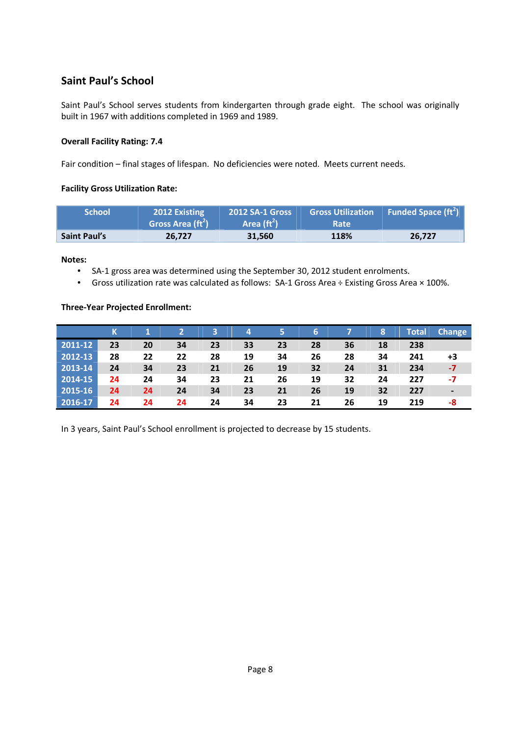## Saint Paul's School

Saint Paul's School serves students from kindergarten through grade eight. The school was originally built in 1967 with additions completed in 1969 and 1989.

**Overall Facility Rating: 7.4**

Fair condition – final stages of lifespan. No deficiencies were noted. Meets current needs.

**Facility Gross Utilization Rate:**

| School | 2012 Existing Gross Area ($ft^2$) | 2012 SA-1 Gross Area ($ft^2$) | Gross Utilization Rate | Funded Space ($ft^2$) |
|---|---|---|---|---|
| Saint Paul's | 26,727 | 31,560 | 118% | 26,727 |

**Notes:**

- SA-1 gross area was determined using the September 30, 2012 student enrolments.
- Gross utilization rate was calculated as follows: SA-1 Gross Area ÷ Existing Gross Area × 100%.

**Three-Year Projected Enrollment:**

| | K | 1 | 2 | 3 | 4 | 5 | 6 | 7 | 8 | Total | Change |
|---|---|---|---|---|---|---|---|---|---|---|---|
| 2011-12 | 23 | 20 | 34 | 23 | 33 | 23 | 28 | 36 | 18 | 238 | |
| 2012-13 | 28 | 22 | 22 | 28 | 19 | 34 | 26 | 28 | 34 | 241 | +3 |
| 2013-14 | 24 | 34 | 23 | 21 | 26 | 19 | 32 | 24 | 31 | 234 | -7 |
| 2014-15 | 24 | 24 | 34 | 23 | 21 | 26 | 19 | 32 | 24 | 227 | -7 |
| 2015-16 | 24 | 24 | 24 | 34 | 23 | 21 | 26 | 19 | 32 | 227 | - |
| 2016-17 | 24 | 24 | 24 | 24 | 34 | 23 | 21 | 26 | 19 | 219 | -8 |

In 3 years, Saint Paul's School enrollment is projected to decrease by 15 students.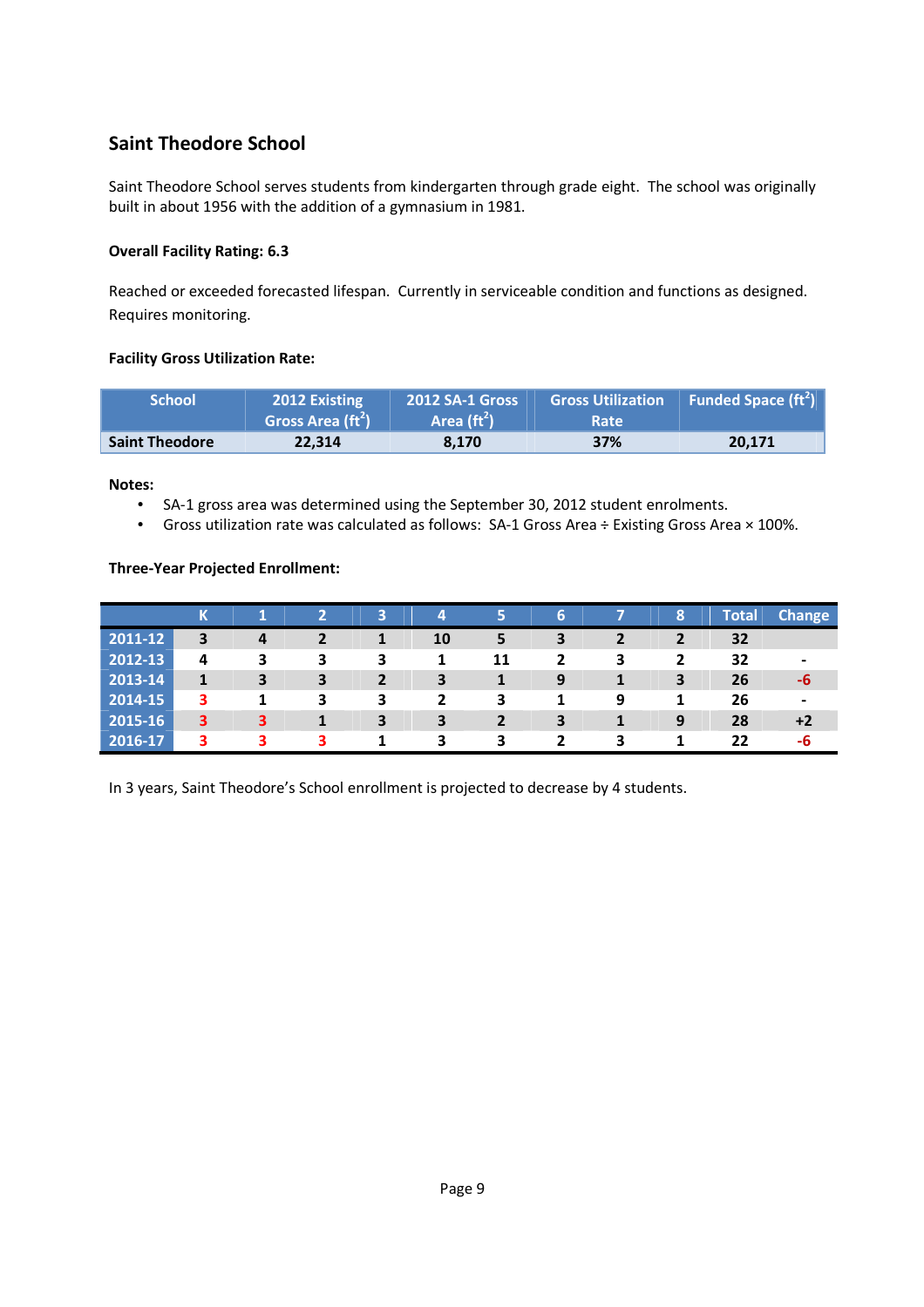## Saint Theodore School

Saint Theodore School serves students from kindergarten through grade eight. The school was originally built in about 1956 with the addition of a gymnasium in 1981.

**Overall Facility Rating: 6.3**

Reached or exceeded forecasted lifespan. Currently in serviceable condition and functions as designed. Requires monitoring.

**Facility Gross Utilization Rate:**

| School | 2012 Existing Gross Area (ft$^2$) | 2012 SA-1 Gross Area (ft$^2$) | Gross Utilization Rate | Funded Space (ft$^2$) |
|---|---|---|---|---|
| Saint Theodore | 22,314 | 8,170 | 37% | 20,171 |

**Notes:**

- SA-1 gross area was determined using the September 30, 2012 student enrolments.
- Gross utilization rate was calculated as follows: SA-1 Gross Area ÷ Existing Gross Area × 100%.

**Three-Year Projected Enrollment:**

| | K | 1 | 2 | 3 | 4 | 5 | 6 | 7 | 8 | Total | Change |
|---|---|---|---|---|---|---|---|---|---|---|---|
| 2011-12 | 3 | 4 | 2 | 1 | 10 | 5 | 3 | 2 | 2 | 32 | |
| 2012-13 | 4 | 3 | 3 | 3 | 1 | 11 | 2 | 3 | 2 | 32 | - |
| 2013-14 | 1 | 3 | 3 | 2 | 3 | 1 | 9 | 1 | 3 | 26 | -6 |
| 2014-15 | 3 | 1 | 3 | 3 | 2 | 3 | 1 | 9 | 1 | 26 | - |
| 2015-16 | 3 | 3 | 1 | 3 | 3 | 2 | 3 | 1 | 9 | 28 | +2 |
| 2016-17 | 3 | 3 | 3 | 1 | 3 | 3 | 2 | 3 | 1 | 22 | -6 |

In 3 years, Saint Theodore's School enrollment is projected to decrease by 4 students.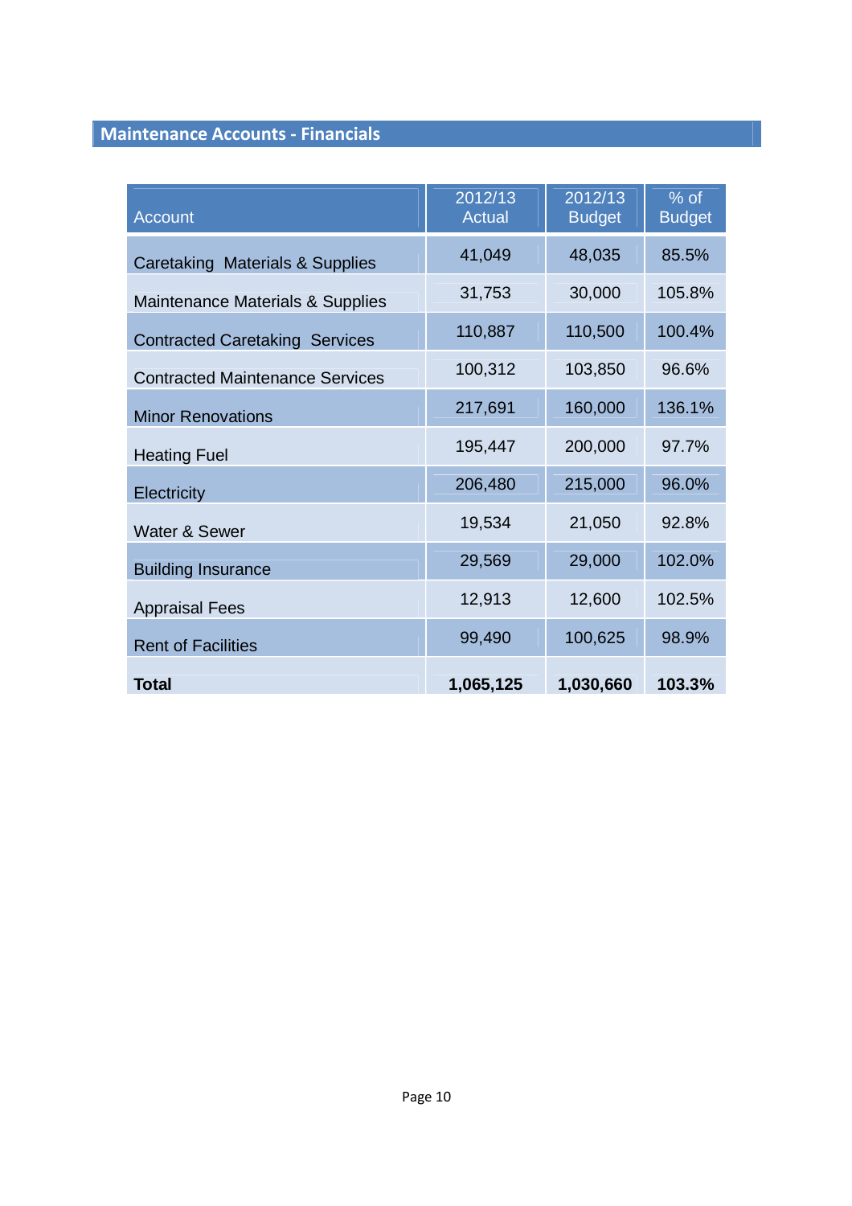## Maintenance Accounts - Financials

| Account | 2012/13 Actual | 2012/13 Budget | % of Budget |
|---|---|---|---|
| Caretaking  Materials & Supplies | 41,049 | 48,035 | 85.5% |
| Maintenance Materials & Supplies | 31,753 | 30,000 | 105.8% |
| Contracted Caretaking  Services | 110,887 | 110,500 | 100.4% |
| Contracted Maintenance Services | 100,312 | 103,850 | 96.6% |
| Minor Renovations | 217,691 | 160,000 | 136.1% |
| Heating Fuel | 195,447 | 200,000 | 97.7% |
| Electricity | 206,480 | 215,000 | 96.0% |
| Water & Sewer | 19,534 | 21,050 | 92.8% |
| Building Insurance | 29,569 | 29,000 | 102.0% |
| Appraisal Fees | 12,913 | 12,600 | 102.5% |
| Rent of Facilities | 99,490 | 100,625 | 98.9% |
| **Total** | **1,065,125** | **1,030,660** | **103.3%** |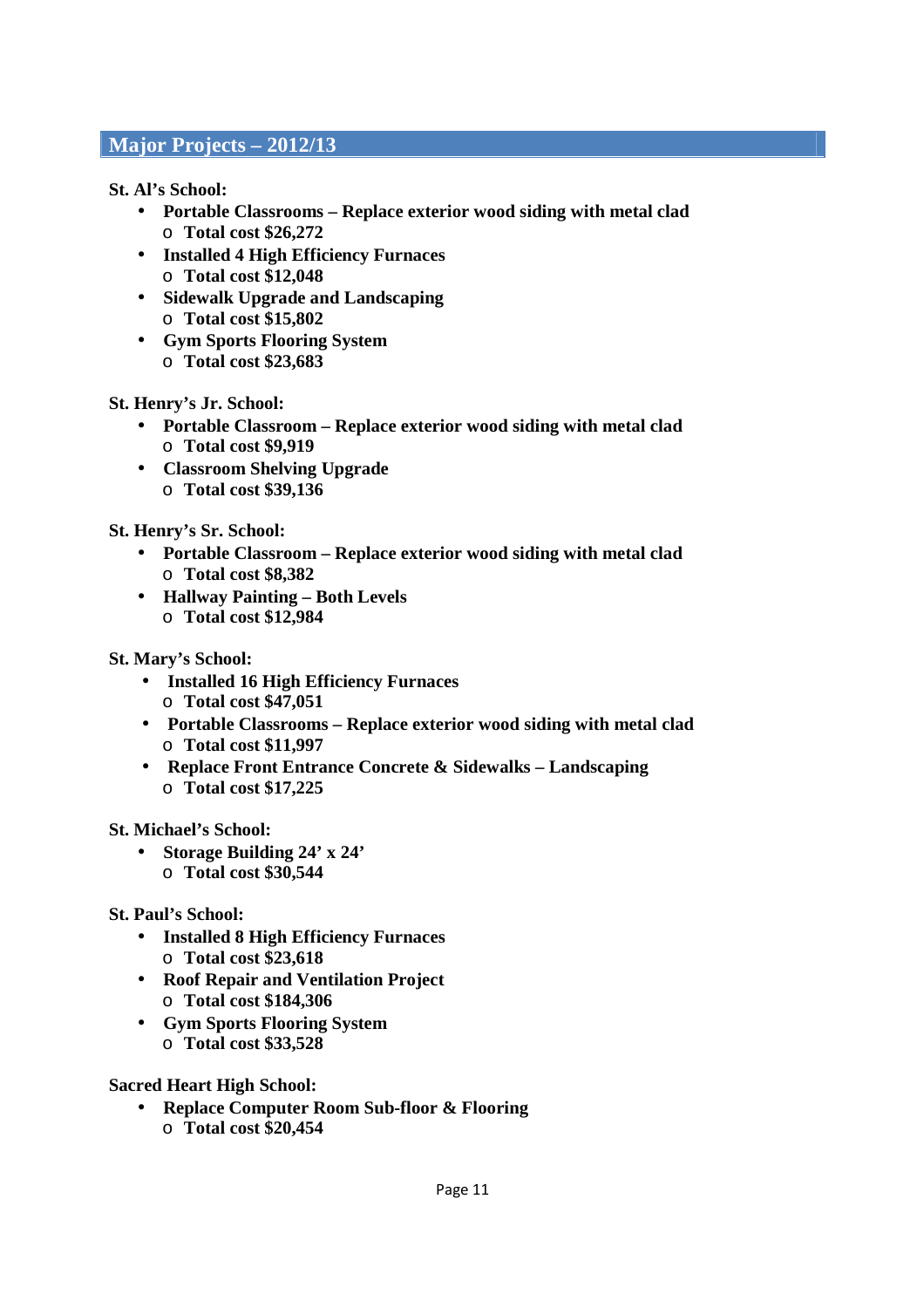## Major Projects – 2012/13

**St. Al's School:**

- **Portable Classrooms – Replace exterior wood siding with metal clad**
  - **Total cost $26,272**
- **Installed 4 High Efficiency Furnaces**
  - **Total cost $12,048**
- **Sidewalk Upgrade and Landscaping**
  - **Total cost $15,802**
- **Gym Sports Flooring System**
  - **Total cost $23,683**

**St. Henry's Jr. School:**

- **Portable Classroom – Replace exterior wood siding with metal clad**
  - **Total cost $9,919**
- **Classroom Shelving Upgrade**
  - **Total cost $39,136**

**St. Henry's Sr. School:**

- **Portable Classroom – Replace exterior wood siding with metal clad**
  - **Total cost $8,382**
- **Hallway Painting – Both Levels**
  - **Total cost $12,984**

**St. Mary's School:**

- **Installed 16 High Efficiency Furnaces**
  - **Total cost $47,051**
- **Portable Classrooms – Replace exterior wood siding with metal clad**
  - **Total cost $11,997**
- **Replace Front Entrance Concrete & Sidewalks – Landscaping**
  - **Total cost $17,225**

**St. Michael's School:**

- **Storage Building 24' x 24'**
  - **Total cost $30,544**

**St. Paul's School:**

- **Installed 8 High Efficiency Furnaces**
  - **Total cost $23,618**
- **Roof Repair and Ventilation Project**
  - **Total cost $184,306**
- **Gym Sports Flooring System**
  - **Total cost $33,528**

**Sacred Heart High School:**

- **Replace Computer Room Sub-floor & Flooring**
  - **Total cost $20,454**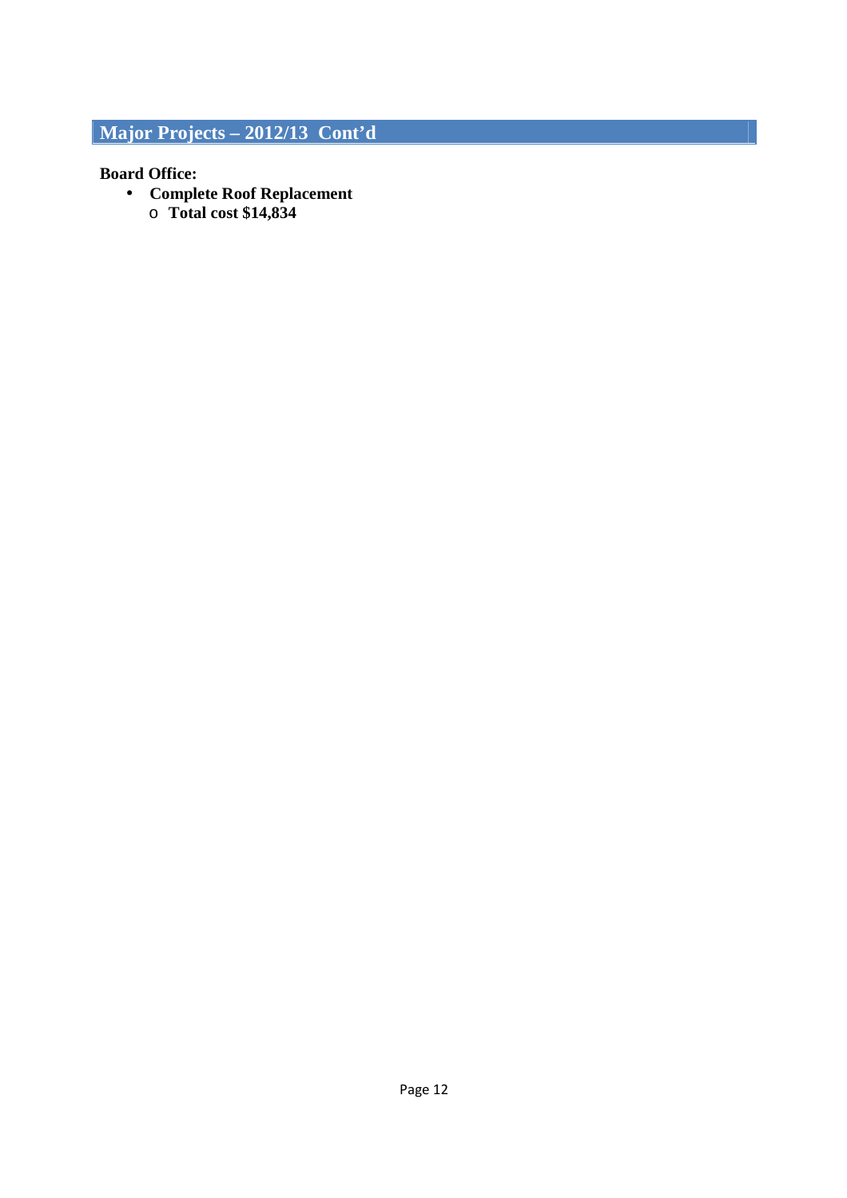## Major Projects – 2012/13 Cont'd

**Board Office:**

- **Complete Roof Replacement**
  - **Total cost $14,834**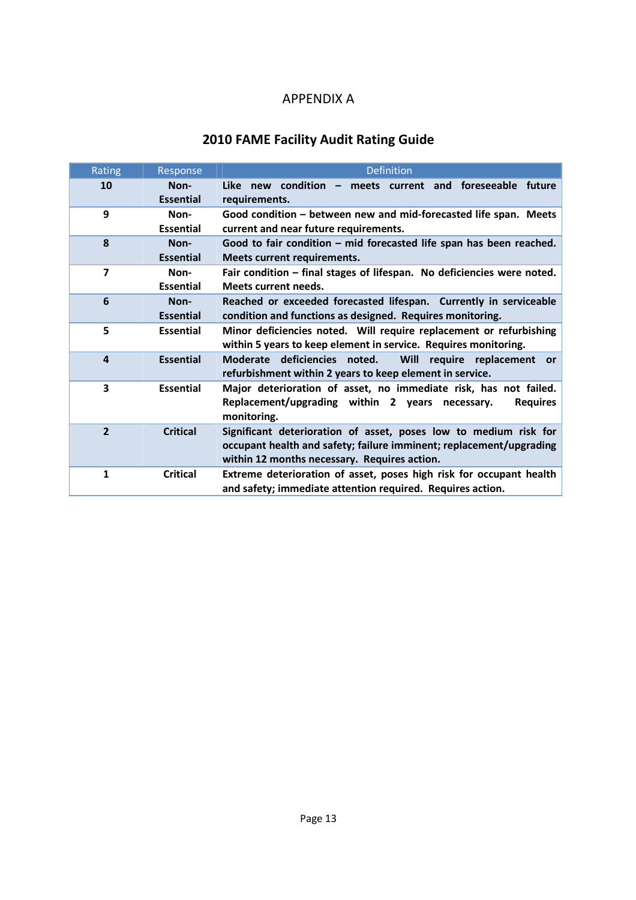# APPENDIX A

## 2010 FAME Facility Audit Rating Guide

| Rating | Response | Definition |
|---|---|---|
| **10** | **Non-Essential** | **Like new condition – meets current and foreseeable future requirements.** |
| **9** | **Non-Essential** | **Good condition – between new and mid-forecasted life span. Meets current and near future requirements.** |
| **8** | **Non-Essential** | **Good to fair condition – mid forecasted life span has been reached. Meets current requirements.** |
| **7** | **Non-Essential** | **Fair condition – final stages of lifespan. No deficiencies were noted. Meets current needs.** |
| **6** | **Non-Essential** | **Reached or exceeded forecasted lifespan. Currently in serviceable condition and functions as designed. Requires monitoring.** |
| **5** | **Essential** | **Minor deficiencies noted. Will require replacement or refurbishing within 5 years to keep element in service. Requires monitoring.** |
| **4** | **Essential** | **Moderate deficiencies noted. Will require replacement or refurbishment within 2 years to keep element in service.** |
| **3** | **Essential** | **Major deterioration of asset, no immediate risk, has not failed. Replacement/upgrading within 2 years necessary. Requires monitoring.** |
| **2** | **Critical** | **Significant deterioration of asset, poses low to medium risk for occupant health and safety; failure imminent; replacement/upgrading within 12 months necessary. Requires action.** |
| **1** | **Critical** | **Extreme deterioration of asset, poses high risk for occupant health and safety; immediate attention required. Requires action.** |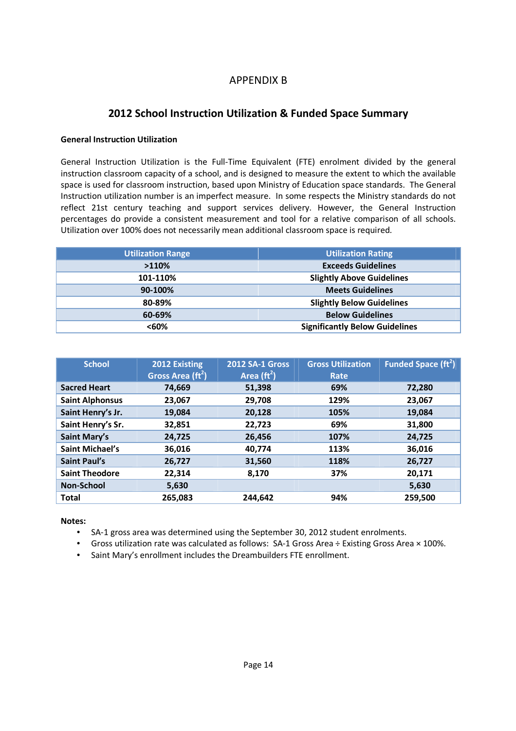# APPENDIX B

## 2012 School Instruction Utilization & Funded Space Summary

### General Instruction Utilization

General Instruction Utilization is the Full-Time Equivalent (FTE) enrolment divided by the general instruction classroom capacity of a school, and is designed to measure the extent to which the available space is used for classroom instruction, based upon Ministry of Education space standards. The General Instruction utilization number is an imperfect measure. In some respects the Ministry standards do not reflect 21st century teaching and support services delivery. However, the General Instruction percentages do provide a consistent measurement and tool for a relative comparison of all schools. Utilization over 100% does not necessarily mean additional classroom space is required.

| Utilization Range | Utilization Rating |
|---|---|
| >110% | Exceeds Guidelines |
| 101-110% | Slightly Above Guidelines |
| 90-100% | Meets Guidelines |
| 80-89% | Slightly Below Guidelines |
| 60-69% | Below Guidelines |
| <60% | Significantly Below Guidelines |

| School | 2012 Existing Gross Area ($ft^2$) | 2012 SA-1 Gross Area ($ft^2$) | Gross Utilization Rate | Funded Space ($ft^2$) |
|---|---|---|---|---|
| Sacred Heart | 74,669 | 51,398 | 69% | 72,280 |
| Saint Alphonsus | 23,067 | 29,708 | 129% | 23,067 |
| Saint Henry's Jr. | 19,084 | 20,128 | 105% | 19,084 |
| Saint Henry's Sr. | 32,851 | 22,723 | 69% | 31,800 |
| Saint Mary's | 24,725 | 26,456 | 107% | 24,725 |
| Saint Michael's | 36,016 | 40,774 | 113% | 36,016 |
| Saint Paul's | 26,727 | 31,560 | 118% | 26,727 |
| Saint Theodore | 22,314 | 8,170 | 37% | 20,171 |
| Non-School | 5,630 | | | 5,630 |
| Total | 265,083 | 244,642 | 94% | 259,500 |

**Notes:**

- SA-1 gross area was determined using the September 30, 2012 student enrolments.
- Gross utilization rate was calculated as follows: SA-1 Gross Area ÷ Existing Gross Area × 100%.
- Saint Mary's enrollment includes the Dreambuilders FTE enrollment.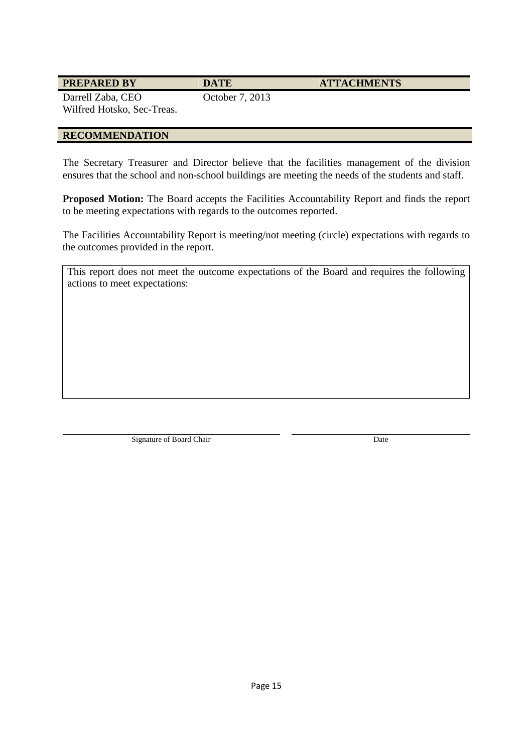| PREPARED BY | DATE | ATTACHMENTS |
|---|---|---|
| Darrell Zaba, CEO<br>Wilfred Hotsko, Sec-Treas. | October 7, 2013 | |

## RECOMMENDATION

The Secretary Treasurer and Director believe that the facilities management of the division ensures that the school and non-school buildings are meeting the needs of the students and staff.

**Proposed Motion:** The Board accepts the Facilities Accountability Report and finds the report to be meeting expectations with regards to the outcomes reported.

The Facilities Accountability Report is meeting/not meeting (circle) expectations with regards to the outcomes provided in the report.

| This report does not meet the outcome expectations of the Board and requires the following actions to meet expectations: |
|---|
| |

Signature of Board Chair

Date